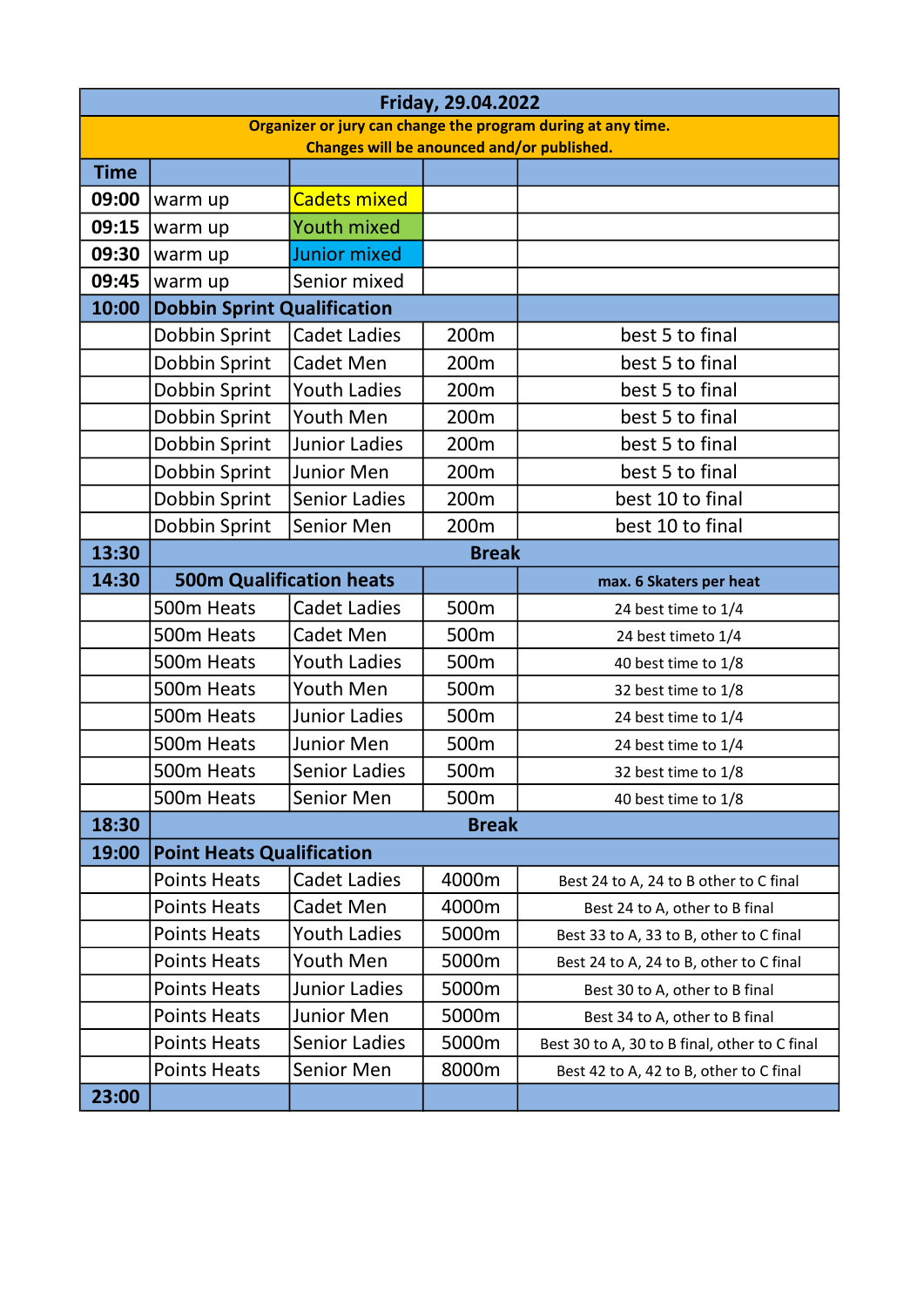| Friday, 29.04.2022 | | | | |
|---|---|---|---|---|
| **Organizer or jury can change the program during at any time. Changes will be anounced and/or published.** | | | | |
| **Time** | | | | |
| **09:00** | warm up | Cadets mixed | | |
| **09:15** | warm up | Youth mixed | | |
| **09:30** | warm up | Junior mixed | | |
| **09:45** | warm up | Senior mixed | | |
| **10:00** | **Dobbin Sprint Qualification** | | | |
| | Dobbin Sprint | Cadet Ladies | 200m | best 5 to final |
| | Dobbin Sprint | Cadet Men | 200m | best 5 to final |
| | Dobbin Sprint | Youth Ladies | 200m | best 5 to final |
| | Dobbin Sprint | Youth Men | 200m | best 5 to final |
| | Dobbin Sprint | Junior Ladies | 200m | best 5 to final |
| | Dobbin Sprint | Junior Men | 200m | best 5 to final |
| | Dobbin Sprint | Senior Ladies | 200m | best 10 to final |
| | Dobbin Sprint | Senior Men | 200m | best 10 to final |
| **13:30** | | **Break** | | |
| **14:30** | **500m Qualification heats** | | | **max. 6 Skaters per heat** |
| | 500m Heats | Cadet Ladies | 500m | 24 best time to 1/4 |
| | 500m Heats | Cadet Men | 500m | 24 best timeto 1/4 |
| | 500m Heats | Youth Ladies | 500m | 40 best time to 1/8 |
| | 500m Heats | Youth Men | 500m | 32 best time to 1/8 |
| | 500m Heats | Junior Ladies | 500m | 24 best time to 1/4 |
| | 500m Heats | Junior Men | 500m | 24 best time to 1/4 |
| | 500m Heats | Senior Ladies | 500m | 32 best time to 1/8 |
| | 500m Heats | Senior Men | 500m | 40 best time to 1/8 |
| **18:30** | | **Break** | | |
| **19:00** | **Point Heats Qualification** | | | |
| | Points Heats | Cadet Ladies | 4000m | Best 24 to A, 24 to B other to C final |
| | Points Heats | Cadet Men | 4000m | Best 24 to A, other to B final |
| | Points Heats | Youth Ladies | 5000m | Best 33 to A, 33 to B, other to C final |
| | Points Heats | Youth Men | 5000m | Best 24 to A, 24 to B, other to C final |
| | Points Heats | Junior Ladies | 5000m | Best 30 to A, other to B final |
| | Points Heats | Junior Men | 5000m | Best 34 to A, other to B final |
| | Points Heats | Senior Ladies | 5000m | Best 30 to A, 30 to B final, other to C final |
| | Points Heats | Senior Men | 8000m | Best 42 to A, 42 to B, other to C final |
| **23:00** | | | | |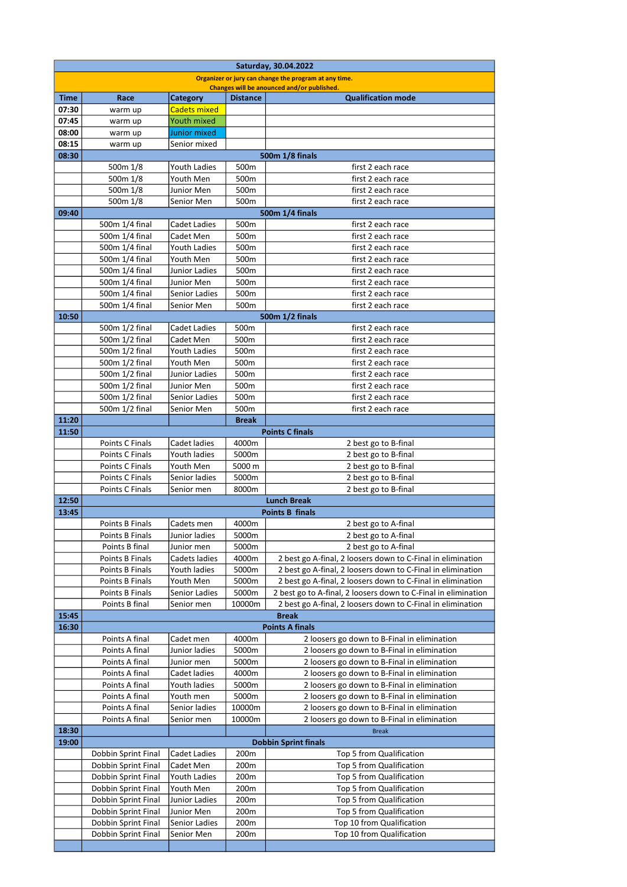| Saturday, 30.04.2022 | | | | |
|---|---|---|---|---|
| Organizer or jury can change the program at any time. Changes will be anounced and/or published. | | | | |
| **Time** | **Race** | **Category** | **Distance** | **Qualification mode** |
| **07:30** | warm up | Cadets mixed | | |
| **07:45** | warm up | Youth mixed | | |
| **08:00** | warm up | Junior mixed | | |
| **08:15** | warm up | Senior mixed | | |
| **08:30** | | | | **500m 1/8 finals** |
| | 500m 1/8 | Youth Ladies | 500m | first 2 each race |
| | 500m 1/8 | Youth Men | 500m | first 2 each race |
| | 500m 1/8 | Junior Men | 500m | first 2 each race |
| | 500m 1/8 | Senior Men | 500m | first 2 each race |
| **09:40** | | | | **500m 1/4 finals** |
| | 500m 1/4 final | Cadet Ladies | 500m | first 2 each race |
| | 500m 1/4 final | Cadet Men | 500m | first 2 each race |
| | 500m 1/4 final | Youth Ladies | 500m | first 2 each race |
| | 500m 1/4 final | Youth Men | 500m | first 2 each race |
| | 500m 1/4 final | Junior Ladies | 500m | first 2 each race |
| | 500m 1/4 final | Junior Men | 500m | first 2 each race |
| | 500m 1/4 final | Senior Ladies | 500m | first 2 each race |
| | 500m 1/4 final | Senior Men | 500m | first 2 each race |
| **10:50** | | | | **500m 1/2 finals** |
| | 500m 1/2 final | Cadet Ladies | 500m | first 2 each race |
| | 500m 1/2 final | Cadet Men | 500m | first 2 each race |
| | 500m 1/2 final | Youth Ladies | 500m | first 2 each race |
| | 500m 1/2 final | Youth Men | 500m | first 2 each race |
| | 500m 1/2 final | Junior Ladies | 500m | first 2 each race |
| | 500m 1/2 final | Junior Men | 500m | first 2 each race |
| | 500m 1/2 final | Senior Ladies | 500m | first 2 each race |
| | 500m 1/2 final | Senior Men | 500m | first 2 each race |
| **11:20** | | | **Break** | |
| **11:50** | | | | **Points C finals** |
| | Points C Finals | Cadet ladies | 4000m | 2 best go to B-final |
| | Points C Finals | Youth ladies | 5000m | 2 best go to B-final |
| | Points C Finals | Youth Men | 5000 m | 2 best go to B-final |
| | Points C Finals | Senior ladies | 5000m | 2 best go to B-final |
| | Points C Finals | Senior men | 8000m | 2 best go to B-final |
| **12:50** | | | | **Lunch Break** |
| **13:45** | | | | **Points B finals** |
| | Points B Finals | Cadets men | 4000m | 2 best go to A-final |
| | Points B Finals | Junior ladies | 5000m | 2 best go to A-final |
| | Points B final | Junior men | 5000m | 2 best go to A-final |
| | Points B Finals | Cadets ladies | 4000m | 2 best go A-final, 2 loosers down to C-Final in elimination |
| | Points B Finals | Youth ladies | 5000m | 2 best go A-final, 2 loosers down to C-Final in elimination |
| | Points B Finals | Youth Men | 5000m | 2 best go A-final, 2 loosers down to C-Final in elimination |
| | Points B Finals | Senior Ladies | 5000m | 2 best go to A-final, 2 loosers down to C-Final in elimination |
| | Points B final | Senior men | 10000m | 2 best go A-final, 2 loosers down to C-Final in elimination |
| **15:45** | | | | **Break** |
| **16:30** | | | | **Points A finals** |
| | Points A final | Cadet men | 4000m | 2 loosers go down to B-Final in elimination |
| | Points A final | Junior ladies | 5000m | 2 loosers go down to B-Final in elimination |
| | Points A final | Junior men | 5000m | 2 loosers go down to B-Final in elimination |
| | Points A final | Cadet ladies | 4000m | 2 loosers go down to B-Final in elimination |
| | Points A final | Youth ladies | 5000m | 2 loosers go down to B-Final in elimination |
| | Points A final | Youth men | 5000m | 2 loosers go down to B-Final in elimination |
| | Points A final | Senior ladies | 10000m | 2 loosers go down to B-Final in elimination |
| | Points A final | Senior men | 10000m | 2 loosers go down to B-Final in elimination |
| **18:30** | | | | Break |
| **19:00** | | | | **Dobbin Sprint finals** |
| | Dobbin Sprint Final | Cadet Ladies | 200m | Top 5 from Qualification |
| | Dobbin Sprint Final | Cadet Men | 200m | Top 5 from Qualification |
| | Dobbin Sprint Final | Youth Ladies | 200m | Top 5 from Qualification |
| | Dobbin Sprint Final | Youth Men | 200m | Top 5 from Qualification |
| | Dobbin Sprint Final | Junior Ladies | 200m | Top 5 from Qualification |
| | Dobbin Sprint Final | Junior Men | 200m | Top 5 from Qualification |
| | Dobbin Sprint Final | Senior Ladies | 200m | Top 10 from Qualification |
| | Dobbin Sprint Final | Senior Men | 200m | Top 10 from Qualification |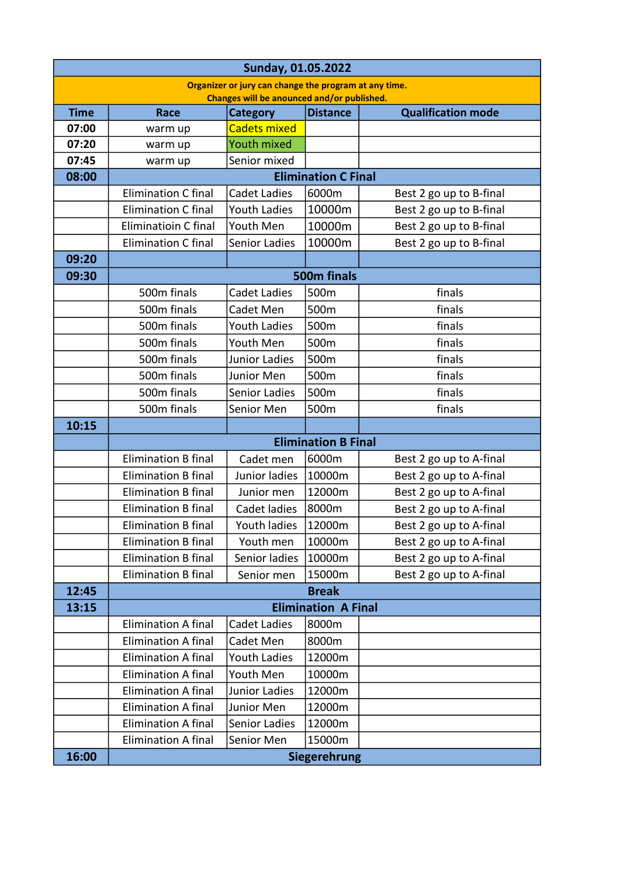| Sunday, 01.05.2022 | | | | |
|---|---|---|---|---|
| Organizer or jury can change the program at any time. Changes will be anounced and/or published. | | | | |
| **Time** | **Race** | **Category** | **Distance** | **Qualification mode** |
| **07:00** | warm up | Cadets mixed | | |
| **07:20** | warm up | Youth mixed | | |
| **07:45** | warm up | Senior mixed | | |
| **08:00** | **Elimination C Final** | | | |
| | Elimination C final | Cadet Ladies | 6000m | Best 2 go up to B-final |
| | Elimination C final | Youth Ladies | 10000m | Best 2 go up to B-final |
| | Eliminatioin C final | Youth Men | 10000m | Best 2 go up to B-final |
| | Elimination C final | Senior Ladies | 10000m | Best 2 go up to B-final |
| **09:20** | | | | |
| **09:30** | **500m finals** | | | |
| | 500m finals | Cadet Ladies | 500m | finals |
| | 500m finals | Cadet Men | 500m | finals |
| | 500m finals | Youth Ladies | 500m | finals |
| | 500m finals | Youth Men | 500m | finals |
| | 500m finals | Junior Ladies | 500m | finals |
| | 500m finals | Junior Men | 500m | finals |
| | 500m finals | Senior Ladies | 500m | finals |
| | 500m finals | Senior Men | 500m | finals |
| **10:15** | | | | |
| | **Elimination B Final** | | | |
| | Elimination B final | Cadet men | 6000m | Best 2 go up to A-final |
| | Elimination B final | Junior ladies | 10000m | Best 2 go up to A-final |
| | Elimination B final | Junior men | 12000m | Best 2 go up to A-final |
| | Elimination B final | Cadet ladies | 8000m | Best 2 go up to A-final |
| | Elimination B final | Youth ladies | 12000m | Best 2 go up to A-final |
| | Elimination B final | Youth men | 10000m | Best 2 go up to A-final |
| | Elimination B final | Senior ladies | 10000m | Best 2 go up to A-final |
| | Elimination B final | Senior men | 15000m | Best 2 go up to A-final |
| **12:45** | **Break** | | | |
| **13:15** | **Elimination A Final** | | | |
| | Elimination A final | Cadet Ladies | 8000m | |
| | Elimination A final | Cadet Men | 8000m | |
| | Elimination A final | Youth Ladies | 12000m | |
| | Elimination A final | Youth Men | 10000m | |
| | Elimination A final | Junior Ladies | 12000m | |
| | Elimination A final | Junior Men | 12000m | |
| | Elimination A final | Senior Ladies | 12000m | |
| | Elimination A final | Senior Men | 15000m | |
| **16:00** | **Siegerehrung** | | | |